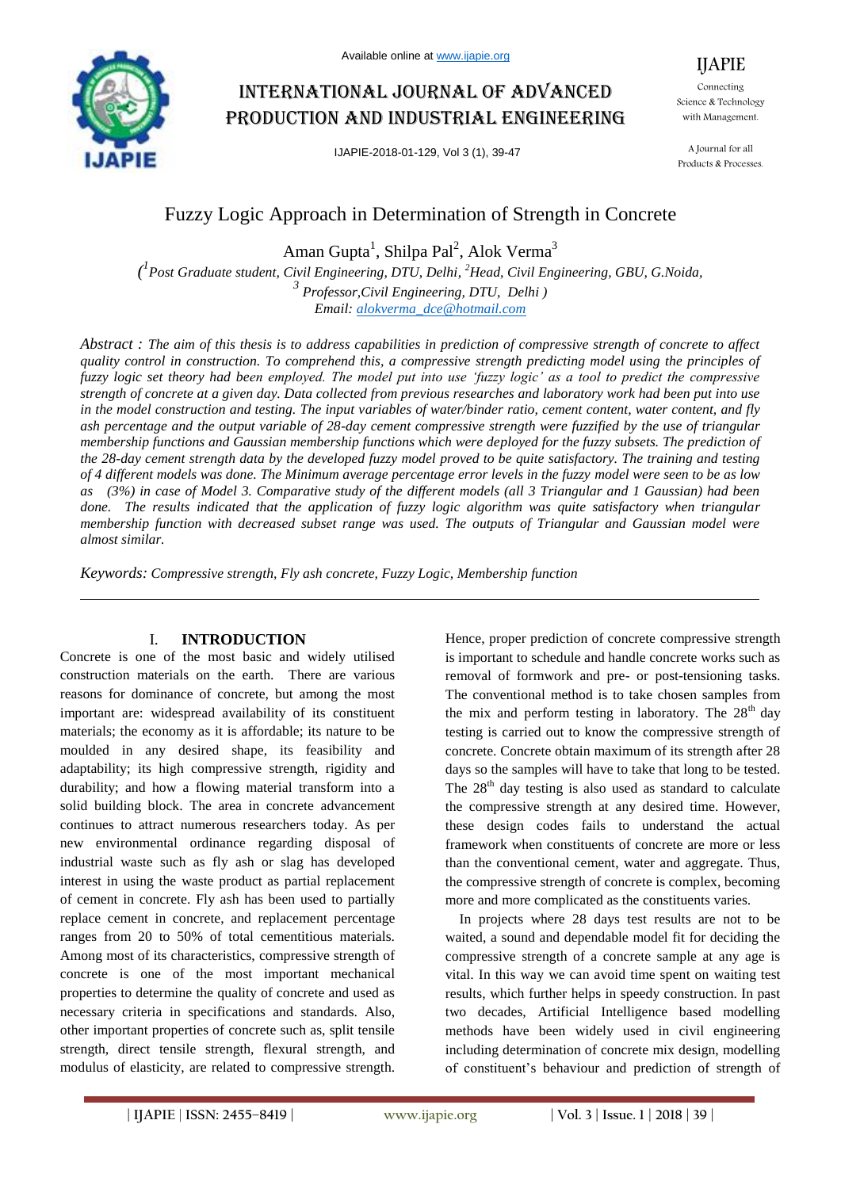# Fuzzy Logic Approach in Determination of Strength in Concrete

Aman Gupta[1], Shilpa Pal[2], Alok Verma[3]

*([1]Post Graduate student, Civil Engineering, DTU, Delhi, [2]Head, Civil Engineering, GBU, G.Noida, [3] Professor,Civil Engineering, DTU, Delhi )*
*Email: alokverma_dce@hotmail.com*

*Abstract : The aim of this thesis is to address capabilities in prediction of compressive strength of concrete to affect quality control in construction. To comprehend this, a compressive strength predicting model using the principles of fuzzy logic set theory had been employed. The model put into use 'fuzzy logic' as a tool to predict the compressive strength of concrete at a given day. Data collected from previous researches and laboratory work had been put into use in the model construction and testing. The input variables of water/binder ratio, cement content, water content, and fly ash percentage and the output variable of 28-day cement compressive strength were fuzzified by the use of triangular membership functions and Gaussian membership functions which were deployed for the fuzzy subsets. The prediction of the 28-day cement strength data by the developed fuzzy model proved to be quite satisfactory. The training and testing of 4 different models was done. The Minimum average percentage error levels in the fuzzy model were seen to be as low as (3%) in case of Model 3. Comparative study of the different models (all 3 Triangular and 1 Gaussian) had been done. The results indicated that the application of fuzzy logic algorithm was quite satisfactory when triangular membership function with decreased subset range was used. The outputs of Triangular and Gaussian model were almost similar.*

*Keywords: Compressive strength, Fly ash concrete, Fuzzy Logic, Membership function*

## I. INTRODUCTION

Concrete is one of the most basic and widely utilised construction materials on the earth. There are various reasons for dominance of concrete, but among the most important are: widespread availability of its constituent materials; the economy as it is affordable; its nature to be moulded in any desired shape, its feasibility and adaptability; its high compressive strength, rigidity and durability; and how a flowing material transform into a solid building block. The area in concrete advancement continues to attract numerous researchers today. As per new environmental ordinance regarding disposal of industrial waste such as fly ash or slag has developed interest in using the waste product as partial replacement of cement in concrete. Fly ash has been used to partially replace cement in concrete, and replacement percentage ranges from 20 to 50% of total cementitious materials. Among most of its characteristics, compressive strength of concrete is one of the most important mechanical properties to determine the quality of concrete and used as necessary criteria in specifications and standards. Also, other important properties of concrete such as, split tensile strength, direct tensile strength, flexural strength, and modulus of elasticity, are related to compressive strength. Hence, proper prediction of concrete compressive strength is important to schedule and handle concrete works such as removal of formwork and pre- or post-tensioning tasks. The conventional method is to take chosen samples from the mix and perform testing in laboratory. The $28^{th}$ day testing is carried out to know the compressive strength of concrete. Concrete obtain maximum of its strength after 28 days so the samples will have to take that long to be tested. The $28^{th}$ day testing is also used as standard to calculate the compressive strength at any desired time. However, these design codes fails to understand the actual framework when constituents of concrete are more or less than the conventional cement, water and aggregate. Thus, the compressive strength of concrete is complex, becoming more and more complicated as the constituents varies.

In projects where 28 days test results are not to be waited, a sound and dependable model fit for deciding the compressive strength of a concrete sample at any age is vital. In this way we can avoid time spent on waiting test results, which further helps in speedy construction. In past two decades, Artificial Intelligence based modelling methods have been widely used in civil engineering including determination of concrete mix design, modelling of constituent's behaviour and prediction of strength of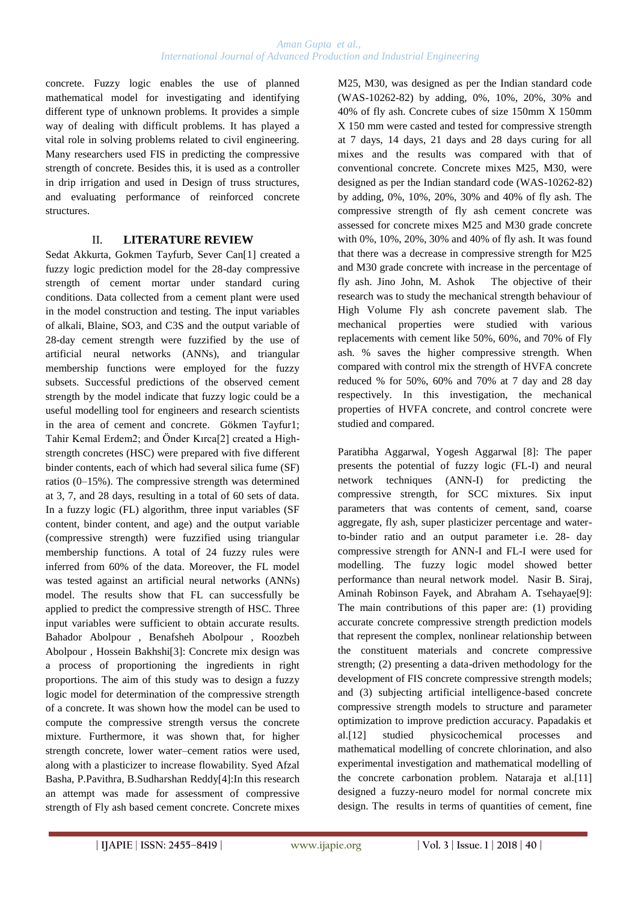concrete. Fuzzy logic enables the use of planned mathematical model for investigating and identifying different type of unknown problems. It provides a simple way of dealing with difficult problems. It has played a vital role in solving problems related to civil engineering. Many researchers used FIS in predicting the compressive strength of concrete. Besides this, it is used as a controller in drip irrigation and used in Design of truss structures, and evaluating performance of reinforced concrete structures.

## II. LITERATURE REVIEW

Sedat Akkurta, Gokmen Tayfurb, Sever Can[1] created a fuzzy logic prediction model for the 28-day compressive strength of cement mortar under standard curing conditions. Data collected from a cement plant were used in the model construction and testing. The input variables of alkali, Blaine, SO3, and C3S and the output variable of 28-day cement strength were fuzzified by the use of artificial neural networks (ANNs), and triangular membership functions were employed for the fuzzy subsets. Successful predictions of the observed cement strength by the model indicate that fuzzy logic could be a useful modelling tool for engineers and research scientists in the area of cement and concrete. Gökmen Tayfur1; Tahir Kemal Erdem2; and Önder Kırca[2] created a High-strength concretes (HSC) were prepared with five different binder contents, each of which had several silica fume (SF) ratios (0–15%). The compressive strength was determined at 3, 7, and 28 days, resulting in a total of 60 sets of data. In a fuzzy logic (FL) algorithm, three input variables (SF content, binder content, and age) and the output variable (compressive strength) were fuzzified using triangular membership functions. A total of 24 fuzzy rules were inferred from 60% of the data. Moreover, the FL model was tested against an artificial neural networks (ANNs) model. The results show that FL can successfully be applied to predict the compressive strength of HSC. Three input variables were sufficient to obtain accurate results. Bahador Abolpour , Benafsheh Abolpour , Roozbeh Abolpour , Hossein Bakhshi[3]: Concrete mix design was a process of proportioning the ingredients in right proportions. The aim of this study was to design a fuzzy logic model for determination of the compressive strength of a concrete. It was shown how the model can be used to compute the compressive strength versus the concrete mixture. Furthermore, it was shown that, for higher strength concrete, lower water–cement ratios were used, along with a plasticizer to increase flowability. Syed Afzal Basha, P.Pavithra, B.Sudharshan Reddy[4]:In this research an attempt was made for assessment of compressive strength of Fly ash based cement concrete. Concrete mixes M25, M30, was designed as per the Indian standard code (WAS-10262-82) by adding, 0%, 10%, 20%, 30% and 40% of fly ash. Concrete cubes of size 150mm X 150mm X 150 mm were casted and tested for compressive strength at 7 days, 14 days, 21 days and 28 days curing for all mixes and the results was compared with that of conventional concrete. Concrete mixes M25, M30, were designed as per the Indian standard code (WAS-10262-82) by adding, 0%, 10%, 20%, 30% and 40% of fly ash. The compressive strength of fly ash cement concrete was assessed for concrete mixes M25 and M30 grade concrete with 0%, 10%, 20%, 30% and 40% of fly ash. It was found that there was a decrease in compressive strength for M25 and M30 grade concrete with increase in the percentage of fly ash. Jino John, M. Ashok The objective of their research was to study the mechanical strength behaviour of High Volume Fly ash concrete pavement slab. The mechanical properties were studied with various replacements with cement like 50%, 60%, and 70% of Fly ash. % saves the higher compressive strength. When compared with control mix the strength of HVFA concrete reduced % for 50%, 60% and 70% at 7 day and 28 day respectively. In this investigation, the mechanical properties of HVFA concrete, and control concrete were studied and compared.

Paratibha Aggarwal, Yogesh Aggarwal [8]: The paper presents the potential of fuzzy logic (FL-I) and neural network techniques (ANN-I) for predicting the compressive strength, for SCC mixtures. Six input parameters that was contents of cement, sand, coarse aggregate, fly ash, super plasticizer percentage and water-to-binder ratio and an output parameter i.e. 28- day compressive strength for ANN-I and FL-I were used for modelling. The fuzzy logic model showed better performance than neural network model. Nasir B. Siraj, Aminah Robinson Fayek, and Abraham A. Tsehayae[9]: The main contributions of this paper are: (1) providing accurate concrete compressive strength prediction models that represent the complex, nonlinear relationship between the constituent materials and concrete compressive strength; (2) presenting a data-driven methodology for the development of FIS concrete compressive strength models; and (3) subjecting artificial intelligence-based concrete compressive strength models to structure and parameter optimization to improve prediction accuracy. Papadakis et al.[12] studied physicochemical processes and mathematical modelling of concrete chlorination, and also experimental investigation and mathematical modelling of the concrete carbonation problem. Nataraja et al.[11] designed a fuzzy-neuro model for normal concrete mix design. The results in terms of quantities of cement, fine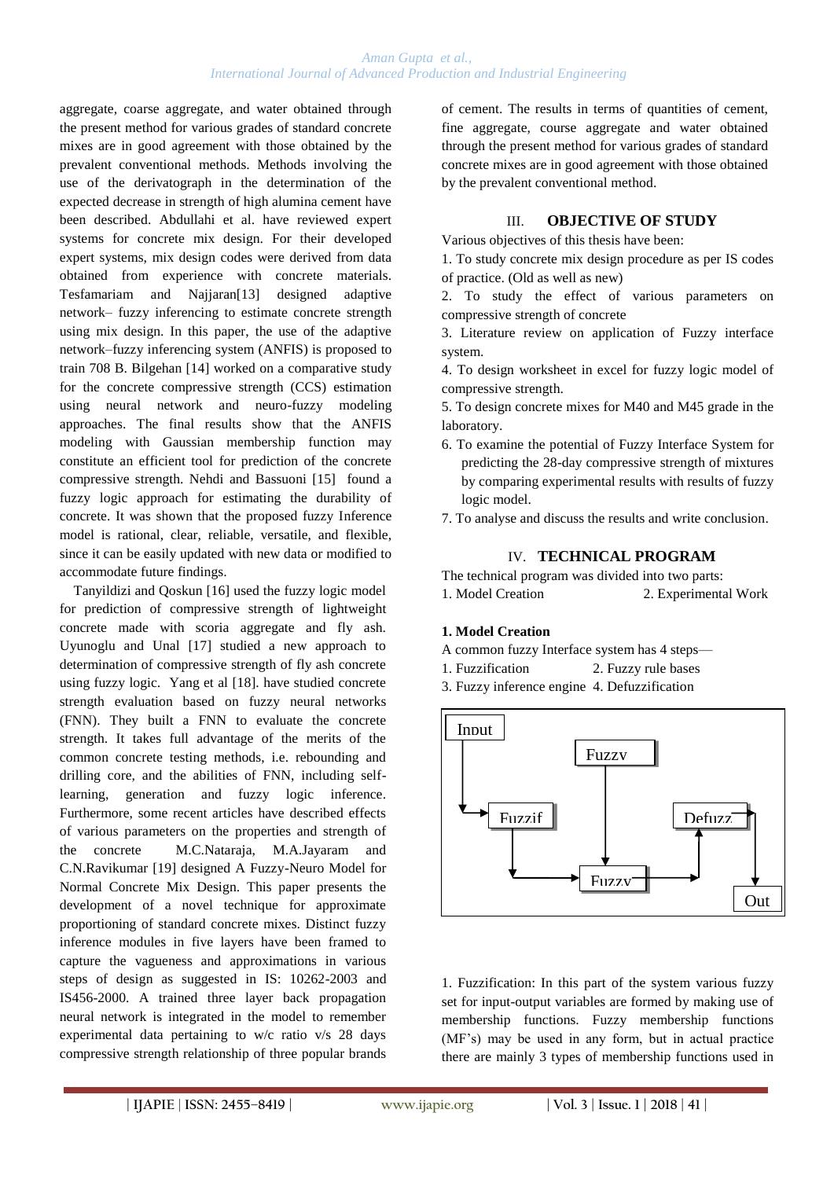aggregate, coarse aggregate, and water obtained through the present method for various grades of standard concrete mixes are in good agreement with those obtained by the prevalent conventional methods. Methods involving the use of the derivatograph in the determination of the expected decrease in strength of high alumina cement have been described. Abdullahi et al. have reviewed expert systems for concrete mix design. For their developed expert systems, mix design codes were derived from data obtained from experience with concrete materials. Tesfamariam and Najjaran[13] designed adaptive network– fuzzy inferencing to estimate concrete strength using mix design. In this paper, the use of the adaptive network–fuzzy inferencing system (ANFIS) is proposed to train 708 B. Bilgehan [14] worked on a comparative study for the concrete compressive strength (CCS) estimation using neural network and neuro-fuzzy modeling approaches. The final results show that the ANFIS modeling with Gaussian membership function may constitute an efficient tool for prediction of the concrete compressive strength. Nehdi and Bassuoni [15] found a fuzzy logic approach for estimating the durability of concrete. It was shown that the proposed fuzzy Inference model is rational, clear, reliable, versatile, and flexible, since it can be easily updated with new data or modified to accommodate future findings.

Tanyildizi and Qoskun [16] used the fuzzy logic model for prediction of compressive strength of lightweight concrete made with scoria aggregate and fly ash. Uyunoglu and Unal [17] studied a new approach to determination of compressive strength of fly ash concrete using fuzzy logic. Yang et al [18]. have studied concrete strength evaluation based on fuzzy neural networks (FNN). They built a FNN to evaluate the concrete strength. It takes full advantage of the merits of the common concrete testing methods, i.e. rebounding and drilling core, and the abilities of FNN, including self-learning, generation and fuzzy logic inference. Furthermore, some recent articles have described effects of various parameters on the properties and strength of the concrete M.C.Nataraja, M.A.Jayaram and C.N.Ravikumar [19] designed A Fuzzy-Neuro Model for Normal Concrete Mix Design. This paper presents the development of a novel technique for approximate proportioning of standard concrete mixes. Distinct fuzzy inference modules in five layers have been framed to capture the vagueness and approximations in various steps of design as suggested in IS: 10262-2003 and IS456-2000. A trained three layer back propagation neural network is integrated in the model to remember experimental data pertaining to w/c ratio v/s 28 days compressive strength relationship of three popular brands of cement. The results in terms of quantities of cement, fine aggregate, course aggregate and water obtained through the present method for various grades of standard concrete mixes are in good agreement with those obtained by the prevalent conventional method.

## III. OBJECTIVE OF STUDY

Various objectives of this thesis have been:

1. To study concrete mix design procedure as per IS codes of practice. (Old as well as new)
2. To study the effect of various parameters on compressive strength of concrete
3. Literature review on application of Fuzzy interface system.
4. To design worksheet in excel for fuzzy logic model of compressive strength.
5. To design concrete mixes for M40 and M45 grade in the laboratory.
6. To examine the potential of Fuzzy Interface System for predicting the 28-day compressive strength of mixtures by comparing experimental results with results of fuzzy logic model.
7. To analyse and discuss the results and write conclusion.

## IV. TECHNICAL PROGRAM

The technical program was divided into two parts:

1. Model Creation
2. Experimental Work

**1. Model Creation**

A common fuzzy Interface system has 4 steps—

1. Fuzzification
2. Fuzzy rule bases
3. Fuzzy inference engine
4. Defuzzification

Input → Fuzzif → Fuzzy → Defuzz → Out; Fuzzy (rule base) → Fuzzy (inference)

1. Fuzzification: In this part of the system various fuzzy set for input-output variables are formed by making use of membership functions. Fuzzy membership functions (MF's) may be used in any form, but in actual practice there are mainly 3 types of membership functions used in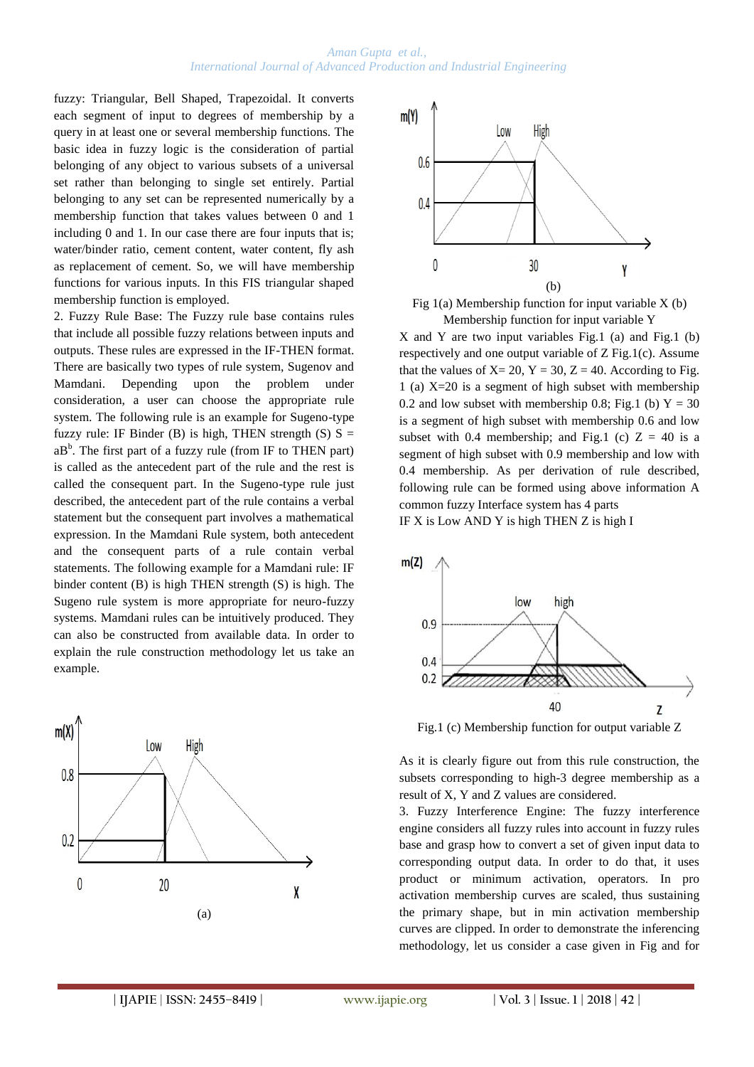fuzzy: Triangular, Bell Shaped, Trapezoidal. It converts each segment of input to degrees of membership by a query in at least one or several membership functions. The basic idea in fuzzy logic is the consideration of partial belonging of any object to various subsets of a universal set rather than belonging to single set entirely. Partial belonging to any set can be represented numerically by a membership function that takes values between 0 and 1 including 0 and 1. In our case there are four inputs that is; water/binder ratio, cement content, water content, fly ash as replacement of cement. So, we will have membership functions for various inputs. In this FIS triangular shaped membership function is employed.

2. Fuzzy Rule Base: The Fuzzy rule base contains rules that include all possible fuzzy relations between inputs and outputs. These rules are expressed in the IF-THEN format. There are basically two types of rule system, Sugenov and Mamdani. Depending upon the problem under consideration, a user can choose the appropriate rule system. The following rule is an example for Sugeno-type fuzzy rule: IF Binder (B) is high, THEN strength (S) $S = aB^b$. The first part of a fuzzy rule (from IF to THEN part) is called as the antecedent part of the rule and the rest is called the consequent part. In the Sugeno-type rule just described, the antecedent part of the rule contains a verbal statement but the consequent part involves a mathematical expression. In the Mamdani Rule system, both antecedent and the consequent parts of a rule contain verbal statements. The following example for a Mamdani rule: IF binder content (B) is high THEN strength (S) is high. The Sugeno rule system is more appropriate for neuro-fuzzy systems. Mamdani rules can be intuitively produced. They can also be constructed from available data. In order to explain the rule construction methodology let us take an example.

(a)

(b)

Fig 1(a) Membership function for input variable X (b) Membership function for input variable Y

X and Y are two input variables Fig.1 (a) and Fig.1 (b) respectively and one output variable of Z Fig.1(c). Assume that the values of X= 20, Y = 30, Z = 40. According to Fig. 1 (a) X=20 is a segment of high subset with membership 0.2 and low subset with membership 0.8; Fig.1 (b) Y = 30 is a segment of high subset with membership 0.6 and low subset with 0.4 membership; and Fig.1 (c) Z = 40 is a segment of high subset with 0.9 membership and low with 0.4 membership. As per derivation of rule described, following rule can be formed using above information A common fuzzy Interface system has 4 parts

IF X is Low AND Y is high THEN Z is high I

Fig.1 (c) Membership function for output variable Z

As it is clearly figure out from this rule construction, the subsets corresponding to high-3 degree membership as a result of X, Y and Z values are considered.

3. Fuzzy Interference Engine: The fuzzy interference engine considers all fuzzy rules into account in fuzzy rules base and grasp how to convert a set of given input data to corresponding output data. In order to do that, it uses product or minimum activation, operators. In pro activation membership curves are scaled, thus sustaining the primary shape, but in min activation membership curves are clipped. In order to demonstrate the inferencing methodology, let us consider a case given in Fig and for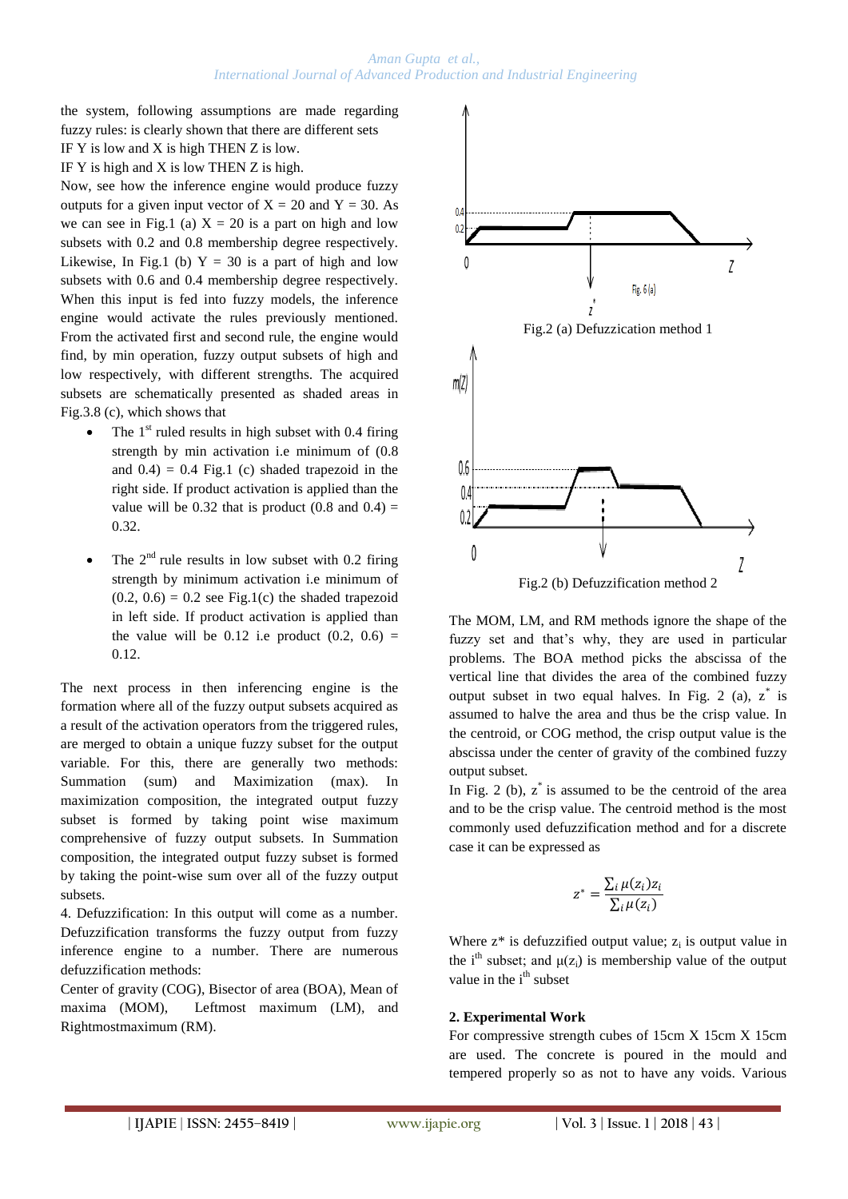the system, following assumptions are made regarding fuzzy rules: is clearly shown that there are different sets

IF Y is low and X is high THEN Z is low.

IF Y is high and X is low THEN Z is high.

Now, see how the inference engine would produce fuzzy outputs for a given input vector of X = 20 and Y = 30. As we can see in Fig.1 (a) X = 20 is a part on high and low subsets with 0.2 and 0.8 membership degree respectively. Likewise, In Fig.1 (b) Y = 30 is a part of high and low subsets with 0.6 and 0.4 membership degree respectively. When this input is fed into fuzzy models, the inference engine would activate the rules previously mentioned. From the activated first and second rule, the engine would find, by min operation, fuzzy output subsets of high and low respectively, with different strengths. The acquired subsets are schematically presented as shaded areas in Fig.3.8 (c), which shows that

- The 1st ruled results in high subset with 0.4 firing strength by min activation i.e minimum of (0.8 and 0.4) = 0.4 Fig.1 (c) shaded trapezoid in the right side. If product activation is applied than the value will be 0.32 that is product (0.8 and 0.4) = 0.32.
- The 2nd rule results in low subset with 0.2 firing strength by minimum activation i.e minimum of (0.2, 0.6) = 0.2 see Fig.1(c) the shaded trapezoid in left side. If product activation is applied than the value will be 0.12 i.e product (0.2, 0.6) = 0.12.

The next process in then inferencing engine is the formation where all of the fuzzy output subsets acquired as a result of the activation operators from the triggered rules, are merged to obtain a unique fuzzy subset for the output variable. For this, there are generally two methods: Summation (sum) and Maximization (max). In maximization composition, the integrated output fuzzy subset is formed by taking point wise maximum comprehensive of fuzzy output subsets. In Summation composition, the integrated output fuzzy subset is formed by taking the point-wise sum over all of the fuzzy output subsets.

4. Defuzzification: In this output will come as a number. Defuzzification transforms the fuzzy output from fuzzy inference engine to a number. There are numerous defuzzification methods:

Center of gravity (COG), Bisector of area (BOA), Mean of maxima (MOM), Leftmost maximum (LM), and Rightmostmaximum (RM).

Fig.2 (a) Defuzzication method 1

Fig.2 (b) Defuzzification method 2

The MOM, LM, and RM methods ignore the shape of the fuzzy set and that's why, they are used in particular problems. The BOA method picks the abscissa of the vertical line that divides the area of the combined fuzzy output subset in two equal halves. In Fig. 2 (a), $z^*$ is assumed to halve the area and thus be the crisp value. In the centroid, or COG method, the crisp output value is the abscissa under the center of gravity of the combined fuzzy output subset.

In Fig. 2 (b), $z^*$ is assumed to be the centroid of the area and to be the crisp value. The centroid method is the most commonly used defuzzification method and for a discrete case it can be expressed as

$$z^* = \frac{\sum_i \mu(z_i) z_i}{\sum_i \mu(z_i)}$$

Where $z^*$ is defuzzified output value; $z_i$ is output value in the $i^{th}$ subset; and $\mu(z_i)$ is membership value of the output value in the $i^{th}$ subset

## 2. Experimental Work

For compressive strength cubes of 15cm X 15cm X 15cm are used. The concrete is poured in the mould and tempered properly so as not to have any voids. Various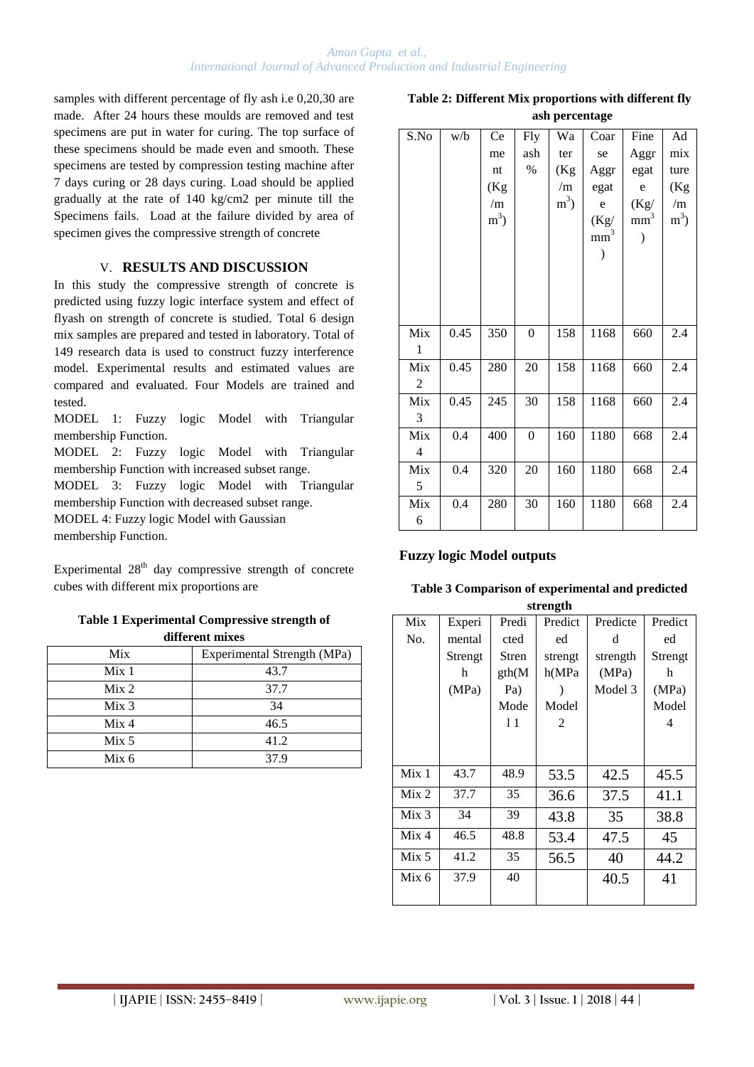samples with different percentage of fly ash i.e 0,20,30 are made. After 24 hours these moulds are removed and test specimens are put in water for curing. The top surface of these specimens should be made even and smooth. These specimens are tested by compression testing machine after 7 days curing or 28 days curing. Load should be applied gradually at the rate of 140 kg/cm2 per minute till the Specimens fails. Load at the failure divided by area of specimen gives the compressive strength of concrete

## V. RESULTS AND DISCUSSION

In this study the compressive strength of concrete is predicted using fuzzy logic interface system and effect of flyash on strength of concrete is studied. Total 6 design mix samples are prepared and tested in laboratory. Total of 149 research data is used to construct fuzzy interference model. Experimental results and estimated values are compared and evaluated. Four Models are trained and tested.

MODEL 1: Fuzzy logic Model with Triangular membership Function.

MODEL 2: Fuzzy logic Model with Triangular membership Function with increased subset range.

MODEL 3: Fuzzy logic Model with Triangular membership Function with decreased subset range.

MODEL 4: Fuzzy logic Model with Gaussian membership Function.

Experimental 28th day compressive strength of concrete cubes with different mix proportions are

**Table 1 Experimental Compressive strength of different mixes**

| Mix | Experimental Strength (MPa) |
|---|---|
| Mix 1 | 43.7 |
| Mix 2 | 37.7 |
| Mix 3 | 34 |
| Mix 4 | 46.5 |
| Mix 5 | 41.2 |
| Mix 6 | 37.9 |

**Table 2: Different Mix proportions with different fly ash percentage**

| S.No | w/b | Cement (Kg/m$^3$) | Fly ash % | Water (Kg/m$^3$) | Coarse Aggregate (Kg/mm$^3$) | Fine Aggregate (Kg/mm$^3$) | Admixture (Kg/m$^3$) |
|---|---|---|---|---|---|---|---|
| Mix 1 | 0.45 | 350 | 0 | 158 | 1168 | 660 | 2.4 |
| Mix 2 | 0.45 | 280 | 20 | 158 | 1168 | 660 | 2.4 |
| Mix 3 | 0.45 | 245 | 30 | 158 | 1168 | 660 | 2.4 |
| Mix 4 | 0.4 | 400 | 0 | 160 | 1180 | 668 | 2.4 |
| Mix 5 | 0.4 | 320 | 20 | 160 | 1180 | 668 | 2.4 |
| Mix 6 | 0.4 | 280 | 30 | 160 | 1180 | 668 | 2.4 |

**Fuzzy logic Model outputs**

**Table 3 Comparison of experimental and predicted strength**

| Mix No. | Experimental Strength (MPa) | Predicted Strength(MPa) Model 1 | Predicted strength(MPa) Model 2 | Predicted strength (MPa) Model 3 | Predicted Strength (MPa) Model 4 |
|---|---|---|---|---|---|
| Mix 1 | 43.7 | 48.9 | 53.5 | 42.5 | 45.5 |
| Mix 2 | 37.7 | 35 | 36.6 | 37.5 | 41.1 |
| Mix 3 | 34 | 39 | 43.8 | 35 | 38.8 |
| Mix 4 | 46.5 | 48.8 | 53.4 | 47.5 | 45 |
| Mix 5 | 41.2 | 35 | 56.5 | 40 | 44.2 |
| Mix 6 | 37.9 | 40 | | 40.5 | 41 |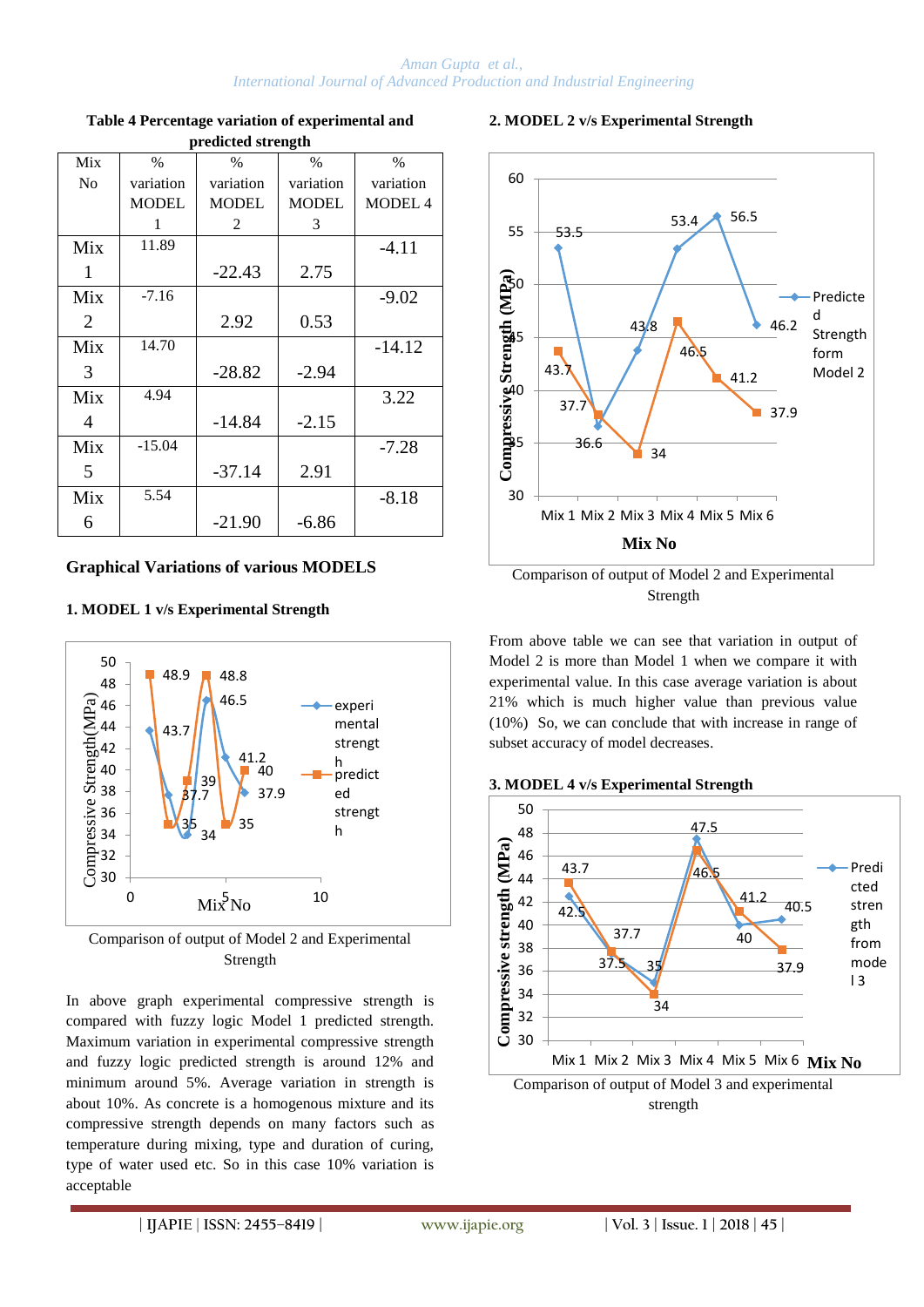**Table 4 Percentage variation of experimental and predicted strength**

| Mix No | % variation MODEL 1 | % variation MODEL 2 | % variation MODEL 3 | % variation MODEL 4 |
|---|---|---|---|---|
| Mix 1 | 11.89 | -22.43 | 2.75 | -4.11 |
| Mix 2 | -7.16 | 2.92 | 0.53 | -9.02 |
| Mix 3 | 14.70 | -28.82 | -2.94 | -14.12 |
| Mix 4 | 4.94 | -14.84 | -2.15 | 3.22 |
| Mix 5 | -15.04 | -37.14 | 2.91 | -7.28 |
| Mix 6 | 5.54 | -21.90 | -6.86 | -8.18 |

### Graphical Variations of various MODELS

#### 1. MODEL 1 v/s Experimental Strength

Comparison of output of Model 2 and Experimental Strength

In above graph experimental compressive strength is compared with fuzzy logic Model 1 predicted strength. Maximum variation in experimental compressive strength and fuzzy logic predicted strength is around 12% and minimum around 5%. Average variation in strength is about 10%. As concrete is a homogenous mixture and its compressive strength depends on many factors such as temperature during mixing, type and duration of curing, type of water used etc. So in this case 10% variation is acceptable

#### 2. MODEL 2 v/s Experimental Strength

Comparison of output of Model 2 and Experimental Strength

From above table we can see that variation in output of Model 2 is more than Model 1 when we compare it with experimental value. In this case average variation is about 21% which is much higher value than previous value (10%) So, we can conclude that with increase in range of subset accuracy of model decreases.

#### 3. MODEL 4 v/s Experimental Strength

Comparison of output of Model 3 and experimental strength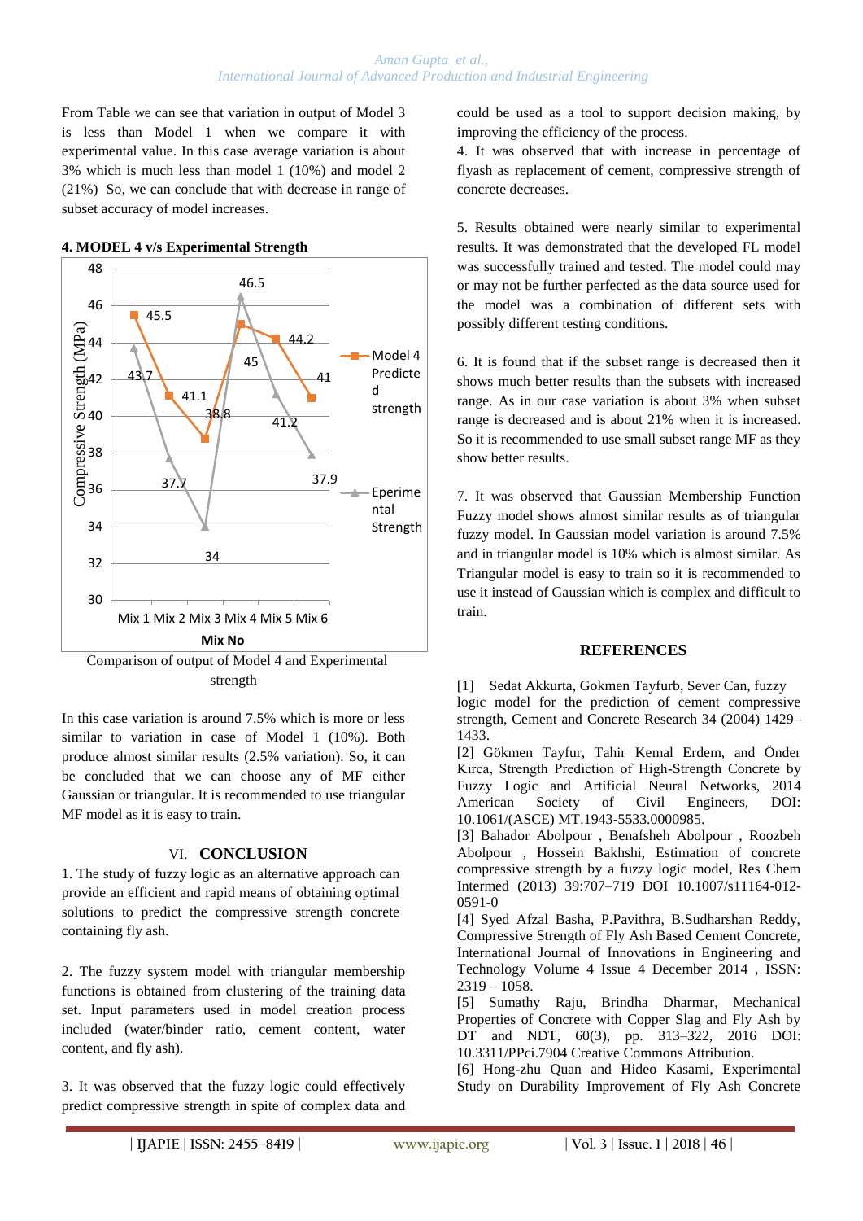From Table we can see that variation in output of Model 3 is less than Model 1 when we compare it with experimental value. In this case average variation is about 3% which is much less than model 1 (10%) and model 2 (21%) So, we can conclude that with decrease in range of subset accuracy of model increases.

**4. MODEL 4 v/s Experimental Strength**

Comparison of output of Model 4 and Experimental strength

In this case variation is around 7.5% which is more or less similar to variation in case of Model 1 (10%). Both produce almost similar results (2.5% variation). So, it can be concluded that we can choose any of MF either Gaussian or triangular. It is recommended to use triangular MF model as it is easy to train.

## VI. CONCLUSION

1. The study of fuzzy logic as an alternative approach can provide an efficient and rapid means of obtaining optimal solutions to predict the compressive strength concrete containing fly ash.

2. The fuzzy system model with triangular membership functions is obtained from clustering of the training data set. Input parameters used in model creation process included (water/binder ratio, cement content, water content, and fly ash).

3. It was observed that the fuzzy logic could effectively predict compressive strength in spite of complex data and could be used as a tool to support decision making, by improving the efficiency of the process.

4. It was observed that with increase in percentage of flyash as replacement of cement, compressive strength of concrete decreases.

5. Results obtained were nearly similar to experimental results. It was demonstrated that the developed FL model was successfully trained and tested. The model could may or may not be further perfected as the data source used for the model was a combination of different sets with possibly different testing conditions.

6. It is found that if the subset range is decreased then it shows much better results than the subsets with increased range. As in our case variation is about 3% when subset range is decreased and is about 21% when it is increased. So it is recommended to use small subset range MF as they show better results.

7. It was observed that Gaussian Membership Function Fuzzy model shows almost similar results as of triangular fuzzy model. In Gaussian model variation is around 7.5% and in triangular model is 10% which is almost similar. As Triangular model is easy to train so it is recommended to use it instead of Gaussian which is complex and difficult to train.

## REFERENCES

[1] Sedat Akkurta, Gokmen Tayfurb, Sever Can, fuzzy logic model for the prediction of cement compressive strength, Cement and Concrete Research 34 (2004) 1429–1433.

[2] Gökmen Tayfur, Tahir Kemal Erdem, and Önder Kırca, Strength Prediction of High-Strength Concrete by Fuzzy Logic and Artificial Neural Networks, 2014 American Society of Civil Engineers, DOI: 10.1061/(ASCE) MT.1943-5533.0000985.

[3] Bahador Abolpour , Benafsheh Abolpour , Roozbeh Abolpour , Hossein Bakhshi, Estimation of concrete compressive strength by a fuzzy logic model, Res Chem Intermed (2013) 39:707–719 DOI 10.1007/s11164-012-0591-0

[4] Syed Afzal Basha, P.Pavithra, B.Sudharshan Reddy, Compressive Strength of Fly Ash Based Cement Concrete, International Journal of Innovations in Engineering and Technology Volume 4 Issue 4 December 2014 , ISSN: 2319 – 1058.

[5] Sumathy Raju, Brindha Dharmar, Mechanical Properties of Concrete with Copper Slag and Fly Ash by DT and NDT, 60(3), pp. 313–322, 2016 DOI: 10.3311/PPci.7904 Creative Commons Attribution.

[6] Hong-zhu Quan and Hideo Kasami, Experimental Study on Durability Improvement of Fly Ash Concrete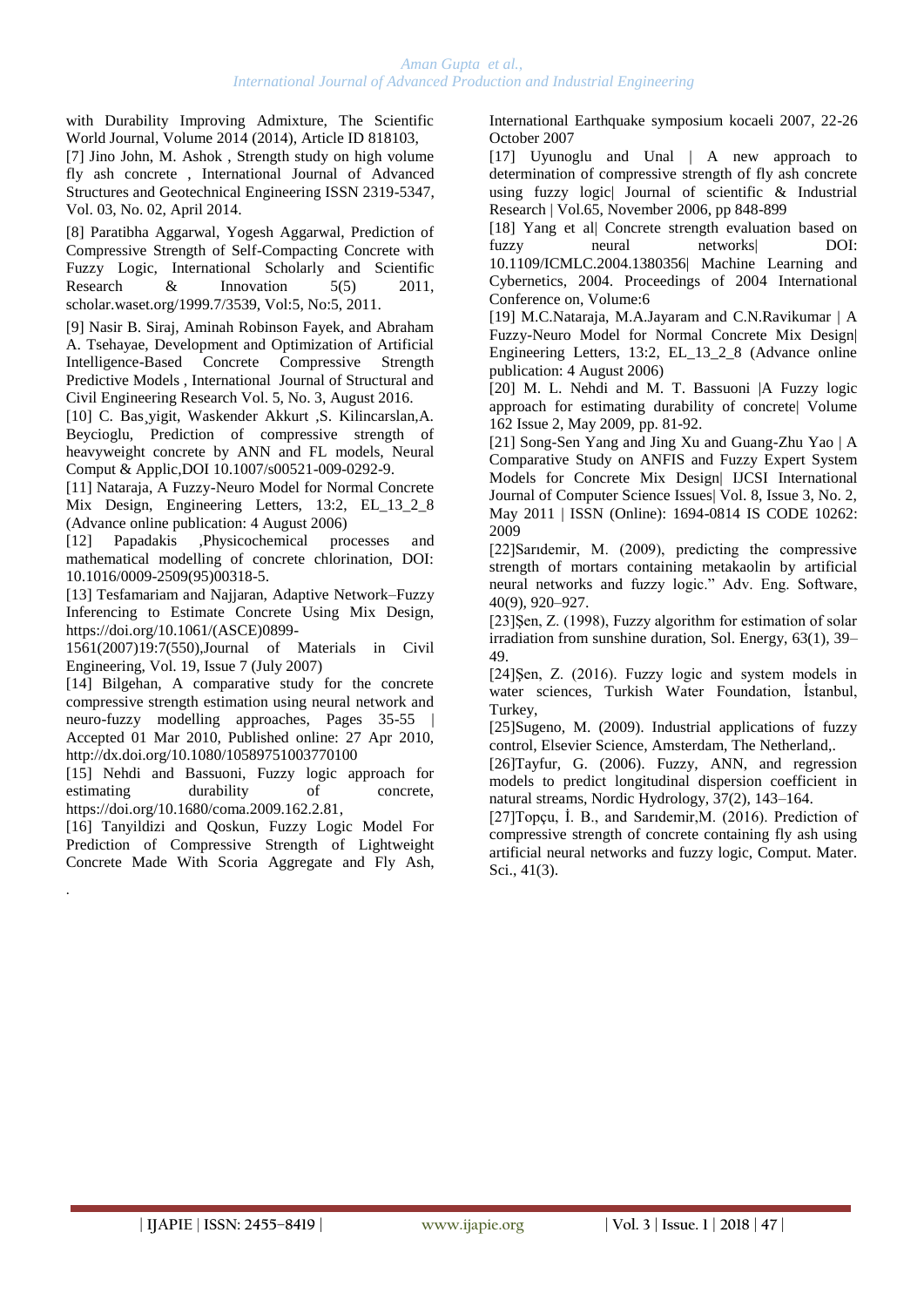with Durability Improving Admixture, The Scientific World Journal, Volume 2014 (2014), Article ID 818103,

[7] Jino John, M. Ashok , Strength study on high volume fly ash concrete , International Journal of Advanced Structures and Geotechnical Engineering ISSN 2319-5347, Vol. 03, No. 02, April 2014.

[8] Paratibha Aggarwal, Yogesh Aggarwal, Prediction of Compressive Strength of Self-Compacting Concrete with Fuzzy Logic, International Scholarly and Scientific Research & Innovation 5(5) 2011, scholar.waset.org/1999.7/3539, Vol:5, No:5, 2011.

[9] Nasir B. Siraj, Aminah Robinson Fayek, and Abraham A. Tsehayae, Development and Optimization of Artificial Intelligence-Based Concrete Compressive Strength Predictive Models , International Journal of Structural and Civil Engineering Research Vol. 5, No. 3, August 2016.

[10] C. Bas¸yigit, Waskender Akkurt ,S. Kilincarslan,A. Beycioglu, Prediction of compressive strength of heavyweight concrete by ANN and FL models, Neural Comput & Applic,DOI 10.1007/s00521-009-0292-9.

[11] Nataraja, A Fuzzy-Neuro Model for Normal Concrete Mix Design, Engineering Letters, 13:2, EL_13_2_8 (Advance online publication: 4 August 2006)

[12] Papadakis ,Physicochemical processes and mathematical modelling of concrete chlorination, DOI: 10.1016/0009-2509(95)00318-5.

[13] Tesfamariam and Najjaran, Adaptive Network–Fuzzy Inferencing to Estimate Concrete Using Mix Design, https://doi.org/10.1061/(ASCE)0899-1561(2007)19:7(550),Journal of Materials in Civil Engineering, Vol. 19, Issue 7 (July 2007)

[14] Bilgehan, A comparative study for the concrete compressive strength estimation using neural network and neuro-fuzzy modelling approaches, Pages 35-55 | Accepted 01 Mar 2010, Published online: 27 Apr 2010, http://dx.doi.org/10.1080/10589751003770100

[15] Nehdi and Bassuoni, Fuzzy logic approach for estimating durability of concrete, https://doi.org/10.1680/coma.2009.162.2.81,

[16] Tanyildizi and Qoskun, Fuzzy Logic Model For Prediction of Compressive Strength of Lightweight Concrete Made With Scoria Aggregate and Fly Ash, International Earthquake symposium kocaeli 2007, 22-26 October 2007

[17] Uyunoglu and Unal | A new approach to determination of compressive strength of fly ash concrete using fuzzy logic| Journal of scientific & Industrial Research | Vol.65, November 2006, pp 848-899

[18] Yang et al| Concrete strength evaluation based on fuzzy neural networks| DOI: 10.1109/ICMLC.2004.1380356| Machine Learning and Cybernetics, 2004. Proceedings of 2004 International Conference on, Volume:6

[19] M.C.Nataraja, M.A.Jayaram and C.N.Ravikumar | A Fuzzy-Neuro Model for Normal Concrete Mix Design| Engineering Letters, 13:2, EL_13_2_8 (Advance online publication: 4 August 2006)

[20] M. L. Nehdi and M. T. Bassuoni |A Fuzzy logic approach for estimating durability of concrete| Volume 162 Issue 2, May 2009, pp. 81-92.

[21] Song-Sen Yang and Jing Xu and Guang-Zhu Yao | A Comparative Study on ANFIS and Fuzzy Expert System Models for Concrete Mix Design| IJCSI International Journal of Computer Science Issues| Vol. 8, Issue 3, No. 2, May 2011 | ISSN (Online): 1694-0814 IS CODE 10262: 2009

[22]Sarıdemir, M. (2009), predicting the compressive strength of mortars containing metakaolin by artificial neural networks and fuzzy logic." Adv. Eng. Software, 40(9), 920–927.

[23]Şen, Z. (1998), Fuzzy algorithm for estimation of solar irradiation from sunshine duration, Sol. Energy, 63(1), 39–49.

[24]Şen, Z. (2016). Fuzzy logic and system models in water sciences, Turkish Water Foundation, İstanbul, Turkey,

[25]Sugeno, M. (2009). Industrial applications of fuzzy control, Elsevier Science, Amsterdam, The Netherland,.

[26]Tayfur, G. (2006). Fuzzy, ANN, and regression models to predict longitudinal dispersion coefficient in natural streams, Nordic Hydrology, 37(2), 143–164.

[27]Topçu, İ. B., and Sarıdemir,M. (2016). Prediction of compressive strength of concrete containing fly ash using artificial neural networks and fuzzy logic, Comput. Mater. Sci., 41(3).